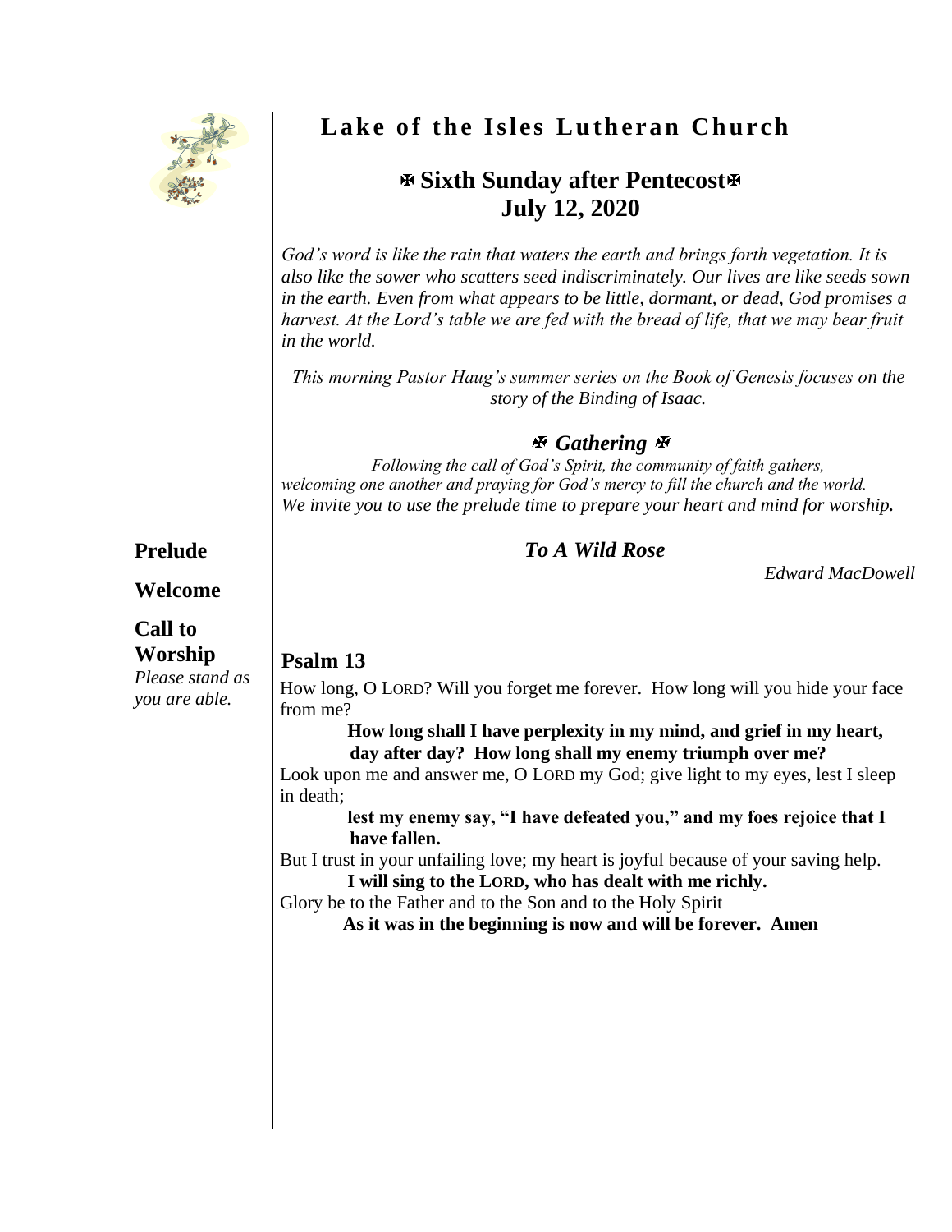# Lake of the Isles Lutheran Church

## ✠ Sixth Sunday after Pentecost ✠
## July 12, 2020

*God's word is like the rain that waters the earth and brings forth vegetation. It is also like the sower who scatters seed indiscriminately. Our lives are like seeds sown in the earth. Even from what appears to be little, dormant, or dead, God promises a harvest. At the Lord's table we are fed with the bread of life, that we may bear fruit in the world.*

*This morning Pastor Haug's summer series on the Book of Genesis focuses on the story of the Binding of Isaac.*

### ✠ *Gathering* ✠

*Following the call of God's Spirit, the community of faith gathers, welcoming one another and praying for God's mercy to fill the church and the world.*
*We invite you to use the prelude time to prepare your heart and mind for worship.*

**Prelude**

***To A Wild Rose***

*Edward MacDowell*

**Welcome**

**Call to Worship**
*Please stand as you are able.*

**Psalm 13**

How long, O LORD? Will you forget me forever. How long will you hide your face from me?

**How long shall I have perplexity in my mind, and grief in my heart, day after day? How long shall my enemy triumph over me?**

Look upon me and answer me, O LORD my God; give light to my eyes, lest I sleep in death;

**lest my enemy say, "I have defeated you," and my foes rejoice that I have fallen.**

But I trust in your unfailing love; my heart is joyful because of your saving help.

**I will sing to the LORD, who has dealt with me richly.**

Glory be to the Father and to the Son and to the Holy Spirit

**As it was in the beginning is now and will be forever. Amen**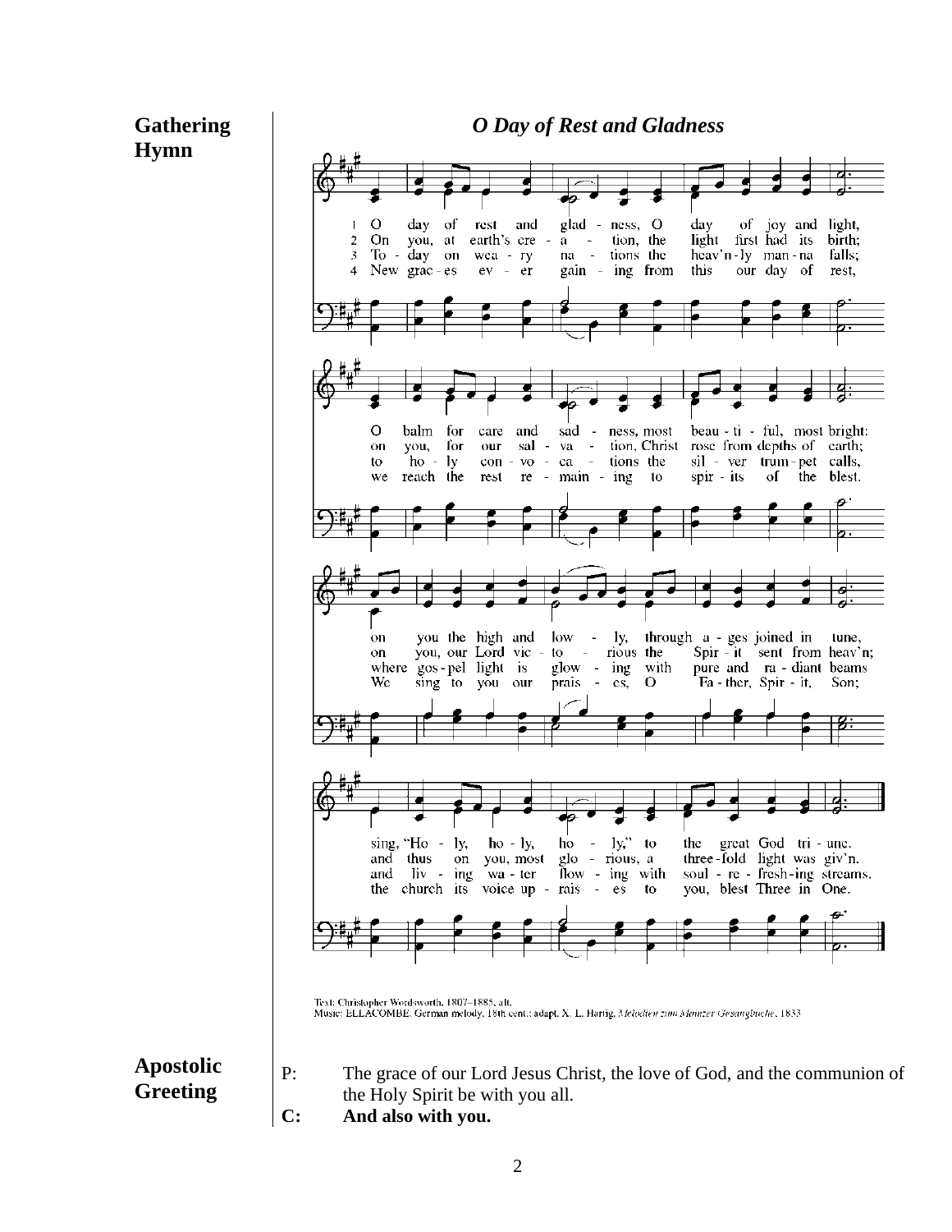**Gathering Hymn**

***O Day of Rest and Gladness***

1 O day of rest and gladness, O day of joy and light, O balm for care and sadness, most beautiful, most bright: on you the high and lowly, through ages joined in tune, sing, "Holy, holy, holy," to the great God triune.

2 On you, at earth's creation, the light first had its birth; on you, for our salvation, Christ rose from depths of earth; on you, our Lord victorious the Spirit sent from heav'n; and thus on you, most glorious, a threefold light was giv'n.

3 Today on weary nations the heav'nly manna falls; to holy convocations the silver trumpet calls, where gospel light is glowing with pure and radiant beams and living water flowing with soul-refreshing streams.

4 New graces ever gaining from this our day of rest, we reach the rest remaining to spirits of the blest. We sing to you our praises, O Father, Spirit, Son; the church its voice upraises to you, blest Three in One.

Text: Christopher Wordsworth, 1807–1885, alt.
Music: ELLACOMBE, German melody, 18th cent.; adapt. X. L. Hartig, *Melodien zum Mainzer Gesangbuche*, 1833

**Apostolic Greeting**

P: The grace of our Lord Jesus Christ, the love of God, and the communion of the Holy Spirit be with you all.

**C: And also with you.**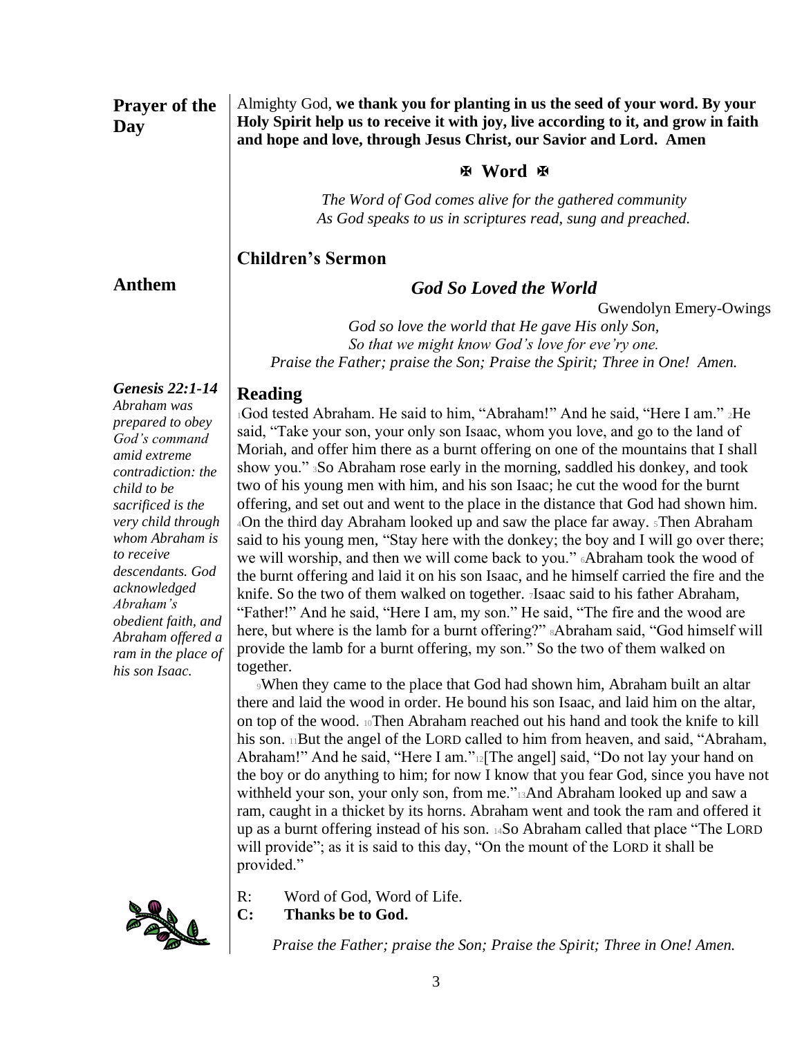**Prayer of the Day**

Almighty God, **we thank you for planting in us the seed of your word. By your Holy Spirit help us to receive it with joy, live according to it, and grow in faith and hope and love, through Jesus Christ, our Savior and Lord. Amen**

## ✠ Word ✠

*The Word of God comes alive for the gathered community*
*As God speaks to us in scriptures read, sung and preached.*

## Children's Sermon

## Anthem

### *God So Loved the World*

Gwendolyn Emery-Owings

*God so love the world that He gave His only Son,*
*So that we might know God's love for eve'ry one.*
*Praise the Father; praise the Son; Praise the Spirit; Three in One! Amen.*

## Reading

***Genesis 22:1-14***
*Abraham was prepared to obey God's command amid extreme contradiction: the child to be sacrificed is the very child through whom Abraham is to receive descendants. God acknowledged Abraham's obedient faith, and Abraham offered a ram in the place of his son Isaac.*

1God tested Abraham. He said to him, "Abraham!" And he said, "Here I am." 2He said, "Take your son, your only son Isaac, whom you love, and go to the land of Moriah, and offer him there as a burnt offering on one of the mountains that I shall show you." 3So Abraham rose early in the morning, saddled his donkey, and took two of his young men with him, and his son Isaac; he cut the wood for the burnt offering, and set out and went to the place in the distance that God had shown him. 4On the third day Abraham looked up and saw the place far away. 5Then Abraham said to his young men, "Stay here with the donkey; the boy and I will go over there; we will worship, and then we will come back to you." 6Abraham took the wood of the burnt offering and laid it on his son Isaac, and he himself carried the fire and the knife. So the two of them walked on together. 7Isaac said to his father Abraham, "Father!" And he said, "Here I am, my son." He said, "The fire and the wood are here, but where is the lamb for a burnt offering?" 8Abraham said, "God himself will provide the lamb for a burnt offering, my son." So the two of them walked on together.

9When they came to the place that God had shown him, Abraham built an altar there and laid the wood in order. He bound his son Isaac, and laid him on the altar, on top of the wood. 10Then Abraham reached out his hand and took the knife to kill his son. 11But the angel of the LORD called to him from heaven, and said, "Abraham, Abraham!" And he said, "Here I am." 12[The angel] said, "Do not lay your hand on the boy or do anything to him; for now I know that you fear God, since you have not withheld your son, your only son, from me." 13And Abraham looked up and saw a ram, caught in a thicket by its horns. Abraham went and took the ram and offered it up as a burnt offering instead of his son. 14So Abraham called that place "The LORD will provide"; as it is said to this day, "On the mount of the LORD it shall be provided."

R: Word of God, Word of Life.
**C: Thanks be to God.**

*Praise the Father; praise the Son; Praise the Spirit; Three in One! Amen.*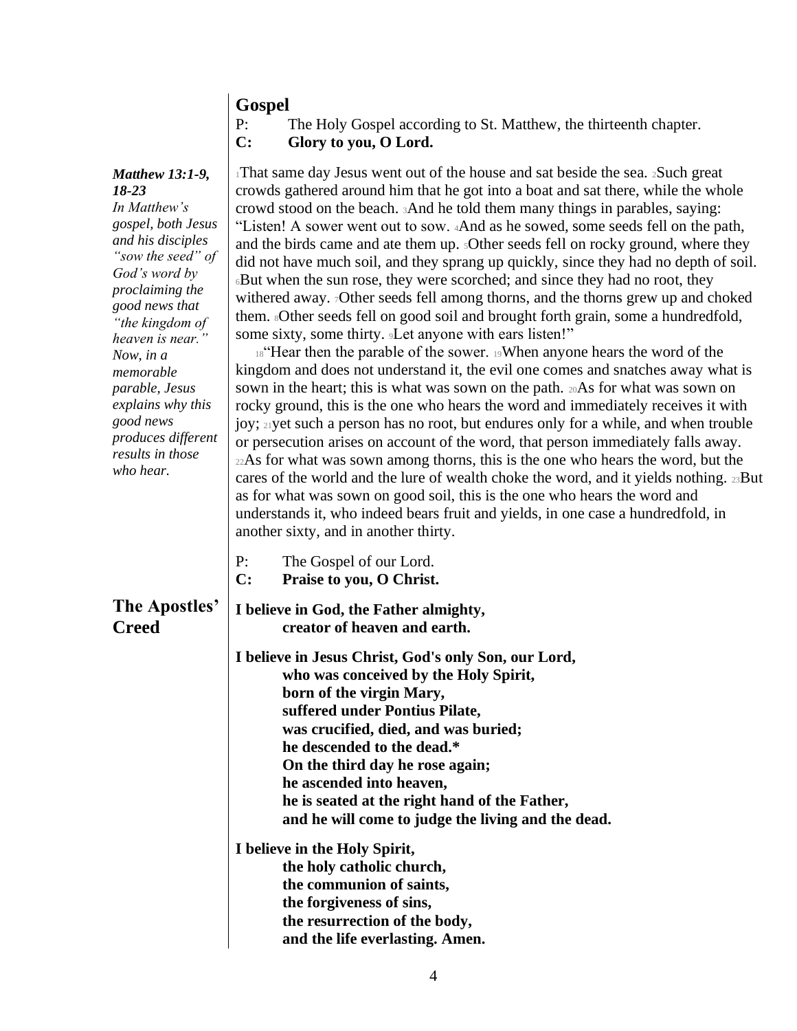## Gospel

P: The Holy Gospel according to St. Matthew, the thirteenth chapter.
**C: Glory to you, O Lord.**

***Matthew 13:1-9, 18-23***
*In Matthew's gospel, both Jesus and his disciples "sow the seed" of God's word by proclaiming the good news that "the kingdom of heaven is near." Now, in a memorable parable, Jesus explains why this good news produces different results in those who hear.*

1 That same day Jesus went out of the house and sat beside the sea. 2 Such great crowds gathered around him that he got into a boat and sat there, while the whole crowd stood on the beach. 3 And he told them many things in parables, saying: "Listen! A sower went out to sow. 4 And as he sowed, some seeds fell on the path, and the birds came and ate them up. 5 Other seeds fell on rocky ground, where they did not have much soil, and they sprang up quickly, since they had no depth of soil. 6 But when the sun rose, they were scorched; and since they had no root, they withered away. 7 Other seeds fell among thorns, and the thorns grew up and choked them. 8 Other seeds fell on good soil and brought forth grain, some a hundredfold, some sixty, some thirty. 9 Let anyone with ears listen!"

18 "Hear then the parable of the sower. 19 When anyone hears the word of the kingdom and does not understand it, the evil one comes and snatches away what is sown in the heart; this is what was sown on the path. 20 As for what was sown on rocky ground, this is the one who hears the word and immediately receives it with joy; 21 yet such a person has no root, but endures only for a while, and when trouble or persecution arises on account of the word, that person immediately falls away. 22 As for what was sown among thorns, this is the one who hears the word, but the cares of the world and the lure of wealth choke the word, and it yields nothing. 23 But as for what was sown on good soil, this is the one who hears the word and understands it, who indeed bears fruit and yields, in one case a hundredfold, in another sixty, and in another thirty.

P: The Gospel of our Lord.
**C: Praise to you, O Christ.**

## The Apostles' Creed

**I believe in God, the Father almighty,**
**creator of heaven and earth.**

**I believe in Jesus Christ, God's only Son, our Lord,**
**who was conceived by the Holy Spirit,**
**born of the virgin Mary,**
**suffered under Pontius Pilate,**
**was crucified, died, and was buried;**
**he descended to the dead.***
**On the third day he rose again;**
**he ascended into heaven,**
**he is seated at the right hand of the Father,**
**and he will come to judge the living and the dead.**

**I believe in the Holy Spirit,**
**the holy catholic church,**
**the communion of saints,**
**the forgiveness of sins,**
**the resurrection of the body,**
**and the life everlasting. Amen.**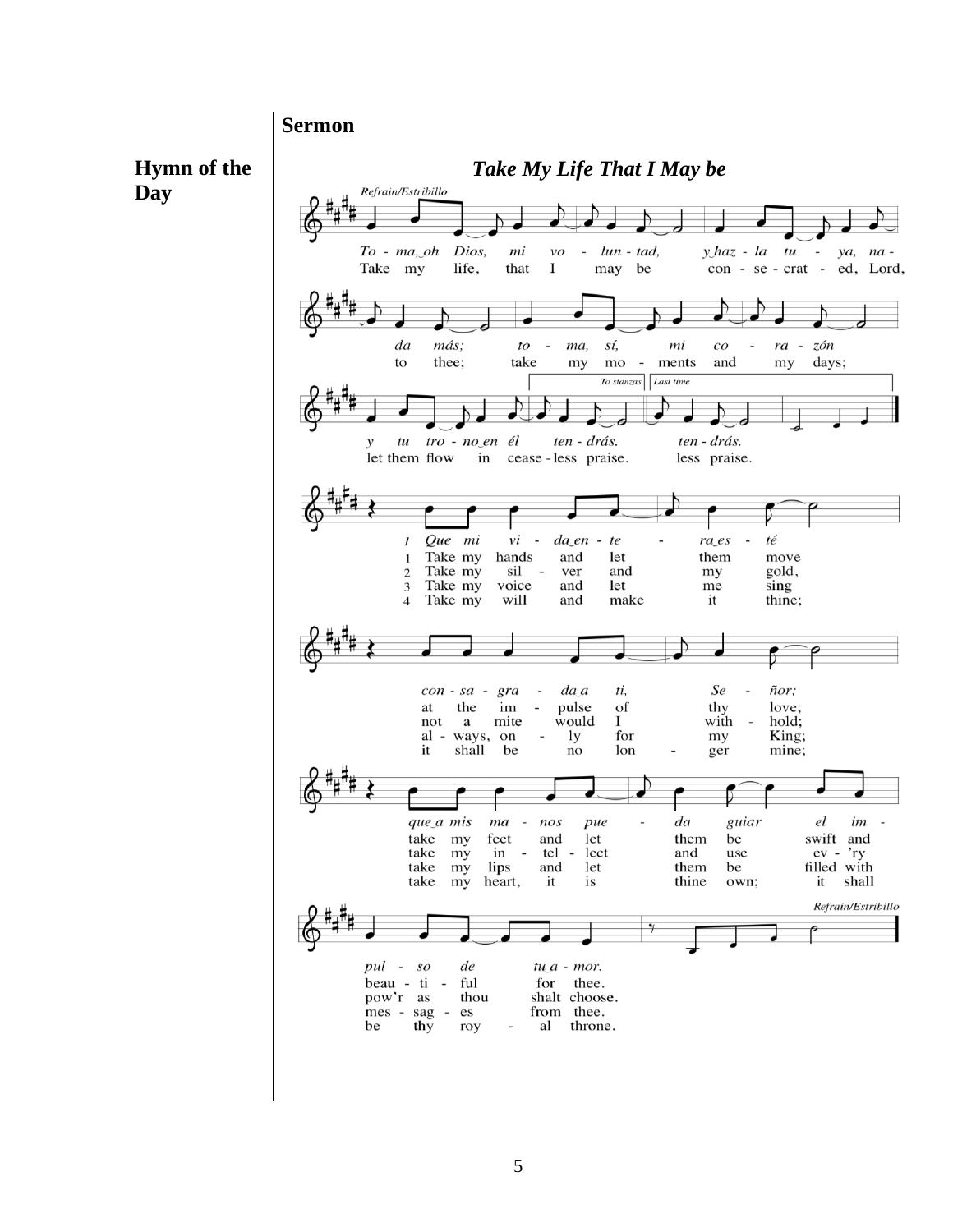**Sermon**

**Hymn of the Day**

***Take My Life That I May be***

*Refrain/Estribillo*

*To - ma, oh Dios, mi vo - lun - tad, y haz - la tu - ya, na - da más; to - ma, sí, mi co - ra - zón y tu tro - no en él ten - drás. ten - drás.*

Take my life, that I may be con - se - crat - ed, Lord, to thee; take my mo - ments and my days; let them flow in cease - less praise. less praise.

*To stanzas* | *Last time*

*1 Que mi vi - da en - te - ra es - té con - sa - gra - da a ti, Se - ñor; que a mis ma - nos pue - da guiar el im - pul - so de tu a - mor.*

1 Take my hands and let them move at the im - pulse of thy love; take my feet and let them be swift and beau - ti - ful for thee.

2 Take my sil - ver and my gold, not a mite would I with - hold; take my in - tel - lect and use ev - 'ry pow'r as thou shalt choose.

3 Take my voice and let me sing al - ways, on - ly for my King; take my lips and let them be filled with mes - sag - es from thee.

4 Take my will and make it thine; it shall be no lon - ger mine; take my heart, it is thine own; it shall be thy roy - al throne.

*Refrain/Estribillo*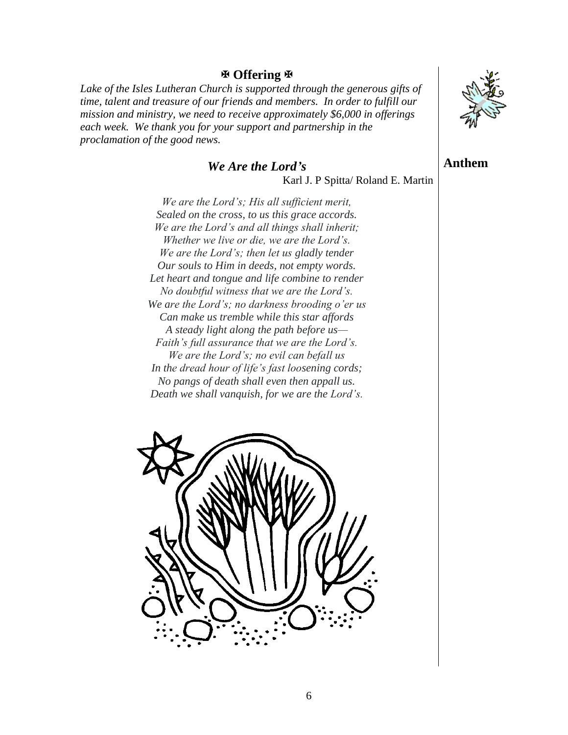## ✠ Offering ✠

*Lake of the Isles Lutheran Church is supported through the generous gifts of time, talent and treasure of our friends and members. In order to fulfill our mission and ministry, we need to receive approximately $6,000 in offerings each week. We thank you for your support and partnership in the proclamation of the good news.*

## Anthem

### *We Are the Lord's*

Karl J. P Spitta/ Roland E. Martin

*We are the Lord's; His all sufficient merit,*
*Sealed on the cross, to us this grace accords.*
*We are the Lord's and all things shall inherit;*
*Whether we live or die, we are the Lord's.*
*We are the Lord's; then let us gladly tender*
*Our souls to Him in deeds, not empty words.*
*Let heart and tongue and life combine to render*
*No doubtful witness that we are the Lord's.*
*We are the Lord's; no darkness brooding o'er us*
*Can make us tremble while this star affords*
*A steady light along the path before us—*
*Faith's full assurance that we are the Lord's.*
*We are the Lord's; no evil can befall us*
*In the dread hour of life's fast loosening cords;*
*No pangs of death shall even then appall us.*
*Death we shall vanquish, for we are the Lord's.*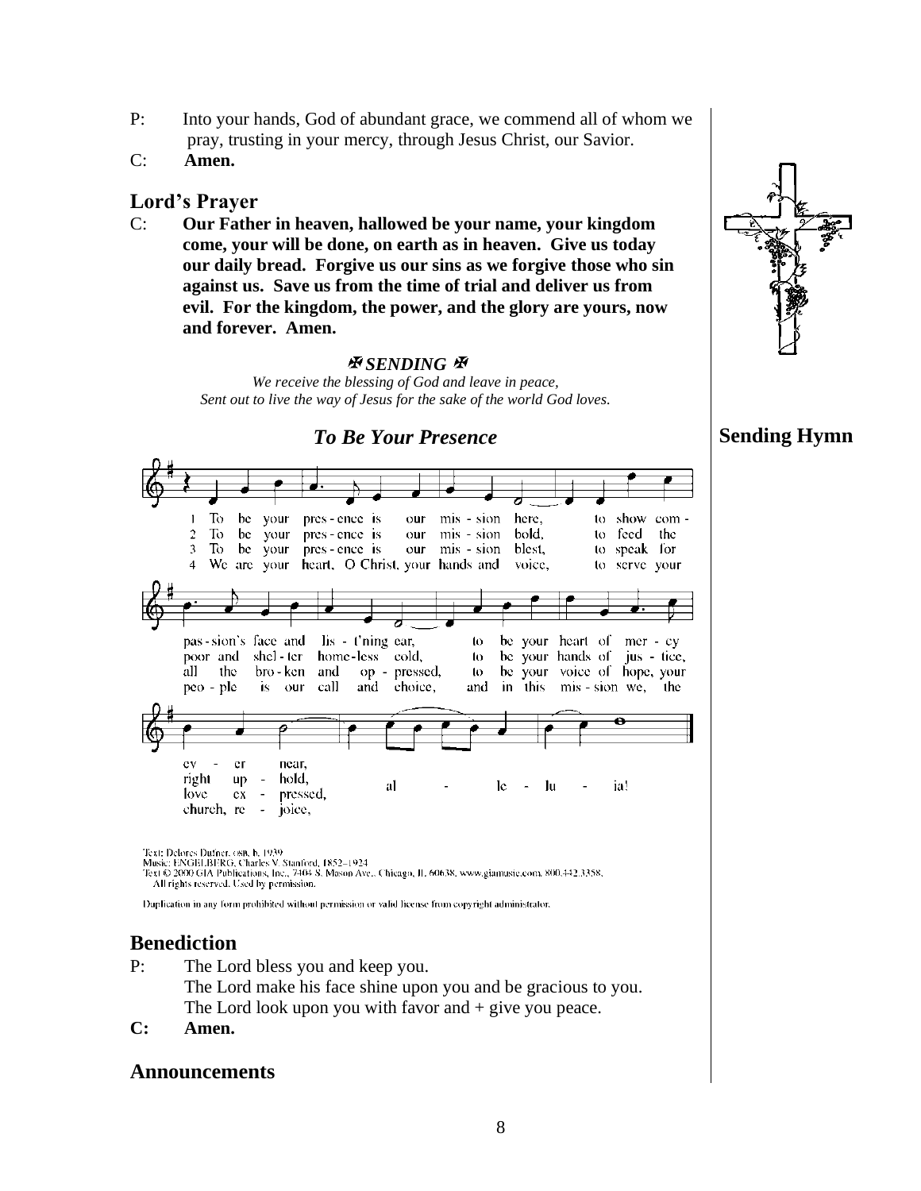P: Into your hands, God of abundant grace, we commend all of whom we pray, trusting in your mercy, through Jesus Christ, our Savior.

C: **Amen.**

## Lord's Prayer

C: **Our Father in heaven, hallowed be your name, your kingdom come, your will be done, on earth as in heaven. Give us today our daily bread. Forgive us our sins as we forgive those who sin against us. Save us from the time of trial and deliver us from evil. For the kingdom, the power, and the glory are yours, now and forever. Amen.**

### ✠ *SENDING* ✠

*We receive the blessing of God and leave in peace,*
*Sent out to live the way of Jesus for the sake of the world God loves.*

## Sending Hymn

### *To Be Your Presence*

1 To be your presence is our mission here, to show compassion's face and lis-t'ning ear, to be your heart of mercy ever near, alleluia!

2 To be your presence is our mission bold, to feed the poor and shelter homeless cold, to be your hands of justice, right uphold, alleluia!

3 To be your presence is our mission blest, to speak for all the broken and oppressed, to be your voice of hope, your love expressed, alleluia!

4 We are your heart, O Christ, your hands and voice, to serve your people is our call and choice, and in this mission we, the church, rejoice, alleluia!

Text: Delores Dufner, OSB, b. 1939
Music: ENGELBERG, Charles V. Stanford, 1852–1924
Text © 2000 GIA Publications, Inc., 7404 S. Mason Ave., Chicago, IL 60638, www.giamusic.com, 800.442.3358. All rights reserved. Used by permission.

Duplication in any form prohibited without permission or valid license from copyright administrator.

## Benediction

P: The Lord bless you and keep you.
The Lord make his face shine upon you and be gracious to you.
The Lord look upon you with favor and + give you peace.

**C: Amen.**

## Announcements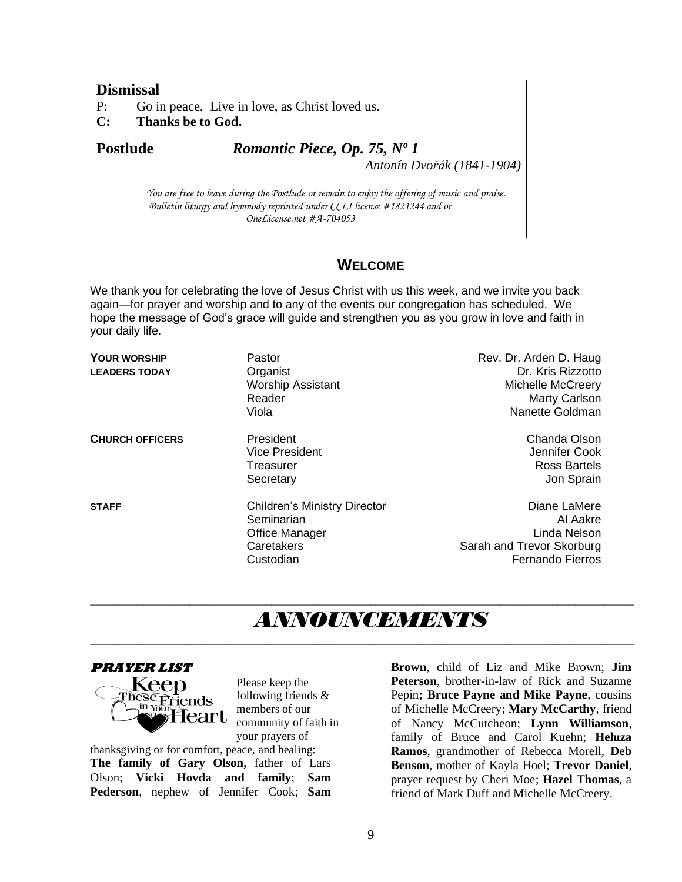## Dismissal

P: Go in peace. Live in love, as Christ loved us.
**C: Thanks be to God.**

**Postlude** ***Romantic Piece, Op. 75, Nº 1***
*Antonín Dvořák (1841-1904)*

*You are free to leave during the Postlude or remain to enjoy the offering of music and praise.*
*Bulletin liturgy and hymnody reprinted under CCLI license #1821244 and or OneLicense.net #A-704053*

## WELCOME

We thank you for celebrating the love of Jesus Christ with us this week, and we invite you back again—for prayer and worship and to any of the events our congregation has scheduled. We hope the message of God's grace will guide and strengthen you as you grow in love and faith in your daily life.

| | | |
|---|---|---|
| **YOUR WORSHIP LEADERS TODAY** | Pastor | Rev. Dr. Arden D. Haug |
| | Organist | Dr. Kris Rizzotto |
| | Worship Assistant | Michelle McCreery |
| | Reader | Marty Carlson |
| | Viola | Nanette Goldman |
| **CHURCH OFFICERS** | President | Chanda Olson |
| | Vice President | Jennifer Cook |
| | Treasurer | Ross Bartels |
| | Secretary | Jon Sprain |
| **STAFF** | Children's Ministry Director | Diane LaMere |
| | Seminarian | Al Aakre |
| | Office Manager | Linda Nelson |
| | Caretakers | Sarah and Trevor Skorburg |
| | Custodian | Fernando Fierros |

# *ANNOUNCEMENTS*

### *PRAYER LIST*

Keep These Friends in Your Heart

Please keep the following friends & members of our community of faith in your prayers of thanksgiving or for comfort, peace, and healing: **The family of Gary Olson,** father of Lars Olson; **Vicki Hovda and family**; **Sam Pederson**, nephew of Jennifer Cook; **Sam Brown**, child of Liz and Mike Brown; **Jim Peterson**, brother-in-law of Rick and Suzanne Pepin**; Bruce Payne and Mike Payne**, cousins of Michelle McCreery; **Mary McCarthy**, friend of Nancy McCutcheon; **Lynn Williamson**, family of Bruce and Carol Kuehn; **Heluza Ramos**, grandmother of Rebecca Morell, **Deb Benson**, mother of Kayla Hoel; **Trevor Daniel**, prayer request by Cheri Moe; **Hazel Thomas**, a friend of Mark Duff and Michelle McCreery.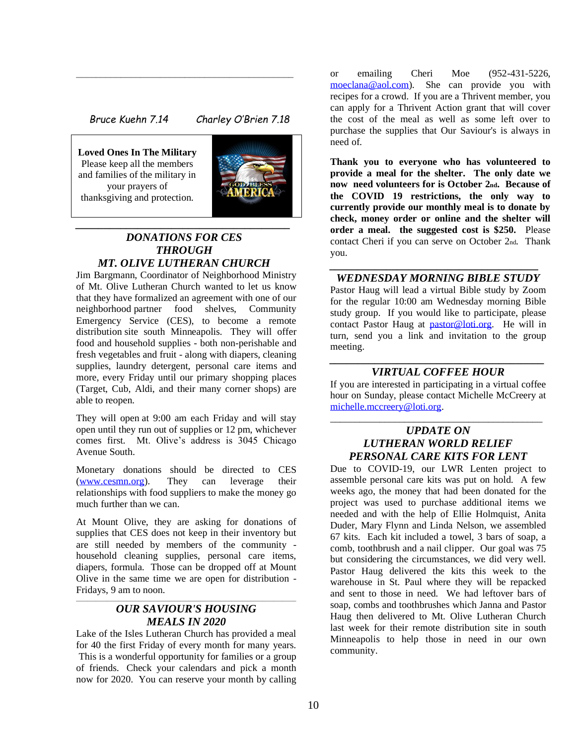---

*Bruce Kuehn 7.14*     *Charley O'Brien 7.18*

**Loved Ones In The Military**

Please keep all the members and families of the military in your prayers of thanksgiving and protection.

---

## *DONATIONS FOR CES THROUGH MT. OLIVE LUTHERAN CHURCH*

Jim Bargmann, Coordinator of Neighborhood Ministry of Mt. Olive Lutheran Church wanted to let us know that they have formalized an agreement with one of our neighborhood partner food shelves, Community Emergency Service (CES), to become a remote distribution site south Minneapolis. They will offer food and household supplies - both non-perishable and fresh vegetables and fruit - along with diapers, cleaning supplies, laundry detergent, personal care items and more, every Friday until our primary shopping places (Target, Cub, Aldi, and their many corner shops) are able to reopen.

They will open at 9:00 am each Friday and will stay open until they run out of supplies or 12 pm, whichever comes first. Mt. Olive's address is 3045 Chicago Avenue South.

Monetary donations should be directed to CES (www.cesmn.org). They can leverage their relationships with food suppliers to make the money go much further than we can.

At Mount Olive, they are asking for donations of supplies that CES does not keep in their inventory but are still needed by members of the community - household cleaning supplies, personal care items, diapers, formula. Those can be dropped off at Mount Olive in the same time we are open for distribution - Fridays, 9 am to noon.

---

## *OUR SAVIOUR'S HOUSING MEALS IN 2020*

Lake of the Isles Lutheran Church has provided a meal for 40 the first Friday of every month for many years. This is a wonderful opportunity for families or a group of friends. Check your calendars and pick a month now for 2020. You can reserve your month by calling or emailing Cheri Moe (952-431-5226, moeclana@aol.com). She can provide you with recipes for a crowd. If you are a Thrivent member, you can apply for a Thrivent Action grant that will cover the cost of the meal as well as some left over to purchase the supplies that Our Saviour's is always in need of.

**Thank you to everyone who has volunteered to provide a meal for the shelter. The only date we now need volunteers for is October 2nd. Because of the COVID 19 restrictions, the only way to currently provide our monthly meal is to donate by check, money order or online and the shelter will order a meal. the suggested cost is $250.** Please contact Cheri if you can serve on October 2nd. Thank you.

---

## *WEDNESDAY MORNING BIBLE STUDY*

Pastor Haug will lead a virtual Bible study by Zoom for the regular 10:00 am Wednesday morning Bible study group. If you would like to participate, please contact Pastor Haug at pastor@loti.org. He will in turn, send you a link and invitation to the group meeting.

---

## *VIRTUAL COFFEE HOUR*

If you are interested in participating in a virtual coffee hour on Sunday, please contact Michelle McCreery at michelle.mccreery@loti.org.

---

## *UPDATE ON LUTHERAN WORLD RELIEF PERSONAL CARE KITS FOR LENT*

Due to COVID-19, our LWR Lenten project to assemble personal care kits was put on hold. A few weeks ago, the money that had been donated for the project was used to purchase additional items we needed and with the help of Ellie Holmquist, Anita Duder, Mary Flynn and Linda Nelson, we assembled 67 kits. Each kit included a towel, 3 bars of soap, a comb, toothbrush and a nail clipper. Our goal was 75 but considering the circumstances, we did very well. Pastor Haug delivered the kits this week to the warehouse in St. Paul where they will be repacked and sent to those in need. We had leftover bars of soap, combs and toothbrushes which Janna and Pastor Haug then delivered to Mt. Olive Lutheran Church last week for their remote distribution site in south Minneapolis to help those in need in our own community.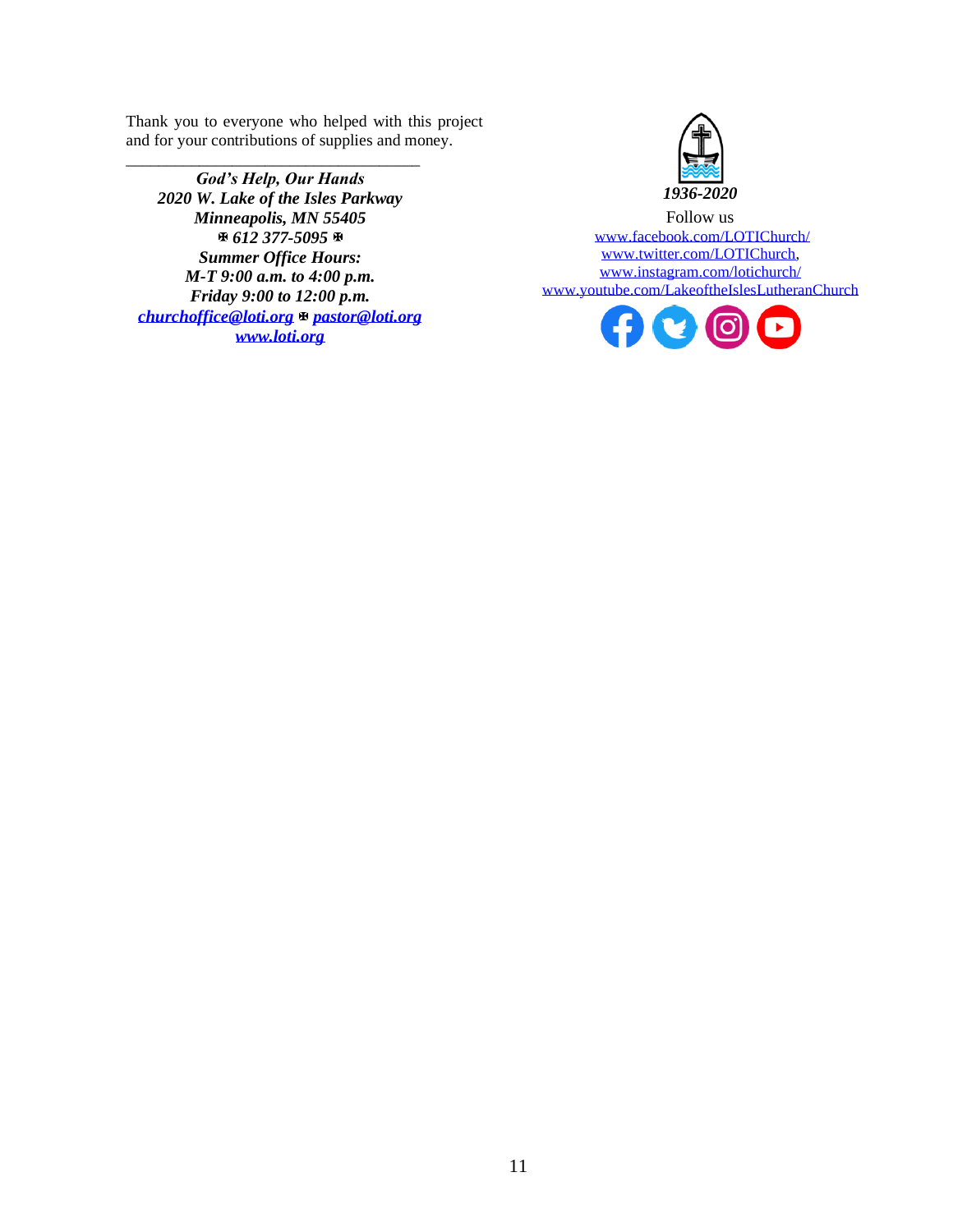Thank you to everyone who helped with this project and for your contributions of supplies and money.

---

***God's Help, Our Hands***
***2020 W. Lake of the Isles Parkway***
***Minneapolis, MN 55405***
***✠ 612 377-5095 ✠***
***Summer Office Hours:***
***M-T 9:00 a.m. to 4:00 p.m.***
***Friday 9:00 to 12:00 p.m.***
***churchoffice@loti.org ✠ pastor@loti.org***
***www.loti.org***

***1936-2020***

Follow us
www.facebook.com/LOTIChurch/
www.twitter.com/LOTIChurch,
www.instagram.com/lotichurch/
www.youtube.com/LakeoftheIslesLutheranChurch